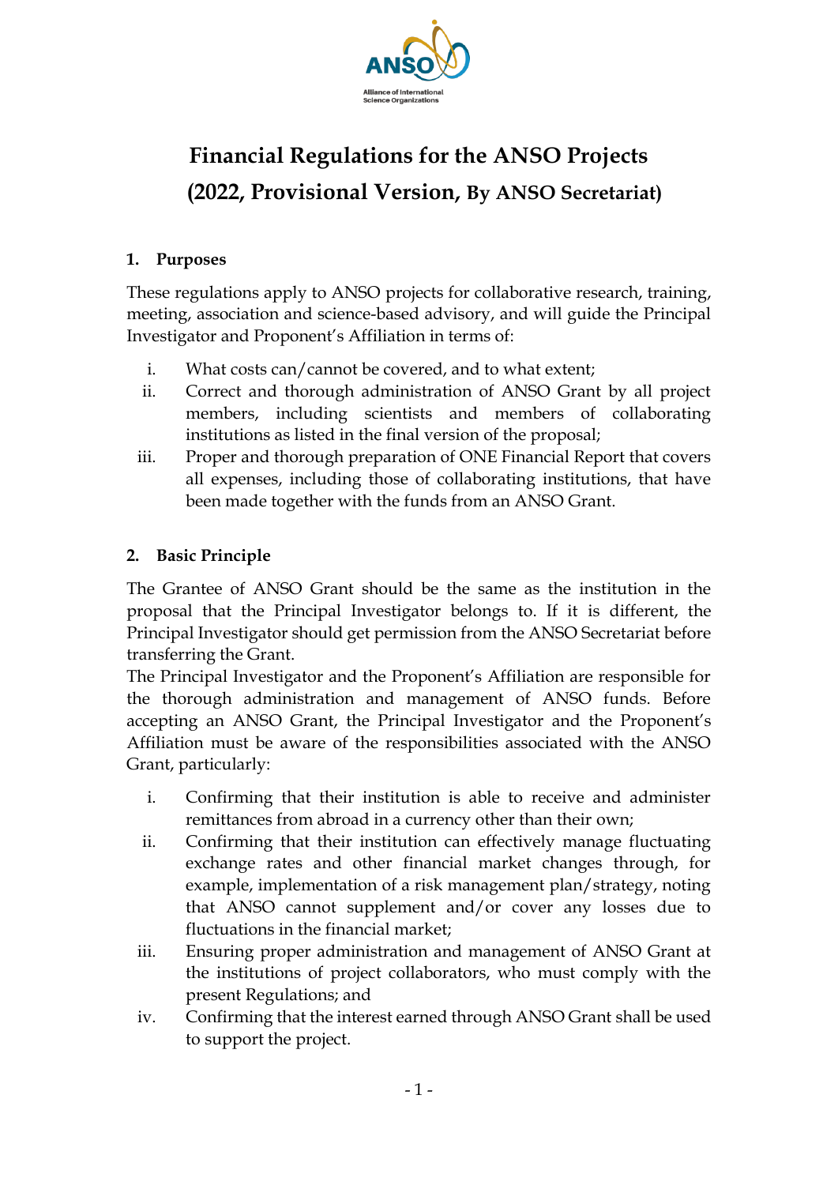# Financial Regulations for the ANSO Projects

# (2022, Provisional Version, By ANSO Secretariat)

## 1. Purposes

These regulations apply to ANSO projects for collaborative research, training, meeting, association and science-based advisory, and will guide the Principal Investigator and Proponent's Affiliation in terms of:

i. What costs can/cannot be covered, and to what extent;

ii. Correct and thorough administration of ANSO Grant by all project members, including scientists and members of collaborating institutions as listed in the final version of the proposal;

iii. Proper and thorough preparation of ONE Financial Report that covers all expenses, including those of collaborating institutions, that have been made together with the funds from an ANSO Grant.

## 2. Basic Principle

The Grantee of ANSO Grant should be the same as the institution in the proposal that the Principal Investigator belongs to. If it is different, the Principal Investigator should get permission from the ANSO Secretariat before transferring the Grant.

The Principal Investigator and the Proponent's Affiliation are responsible for the thorough administration and management of ANSO funds. Before accepting an ANSO Grant, the Principal Investigator and the Proponent's Affiliation must be aware of the responsibilities associated with the ANSO Grant, particularly:

i. Confirming that their institution is able to receive and administer remittances from abroad in a currency other than their own;

ii. Confirming that their institution can effectively manage fluctuating exchange rates and other financial market changes through, for example, implementation of a risk management plan/strategy, noting that ANSO cannot supplement and/or cover any losses due to fluctuations in the financial market;

iii. Ensuring proper administration and management of ANSO Grant at the institutions of project collaborators, who must comply with the present Regulations; and

iv. Confirming that the interest earned through ANSO Grant shall be used to support the project.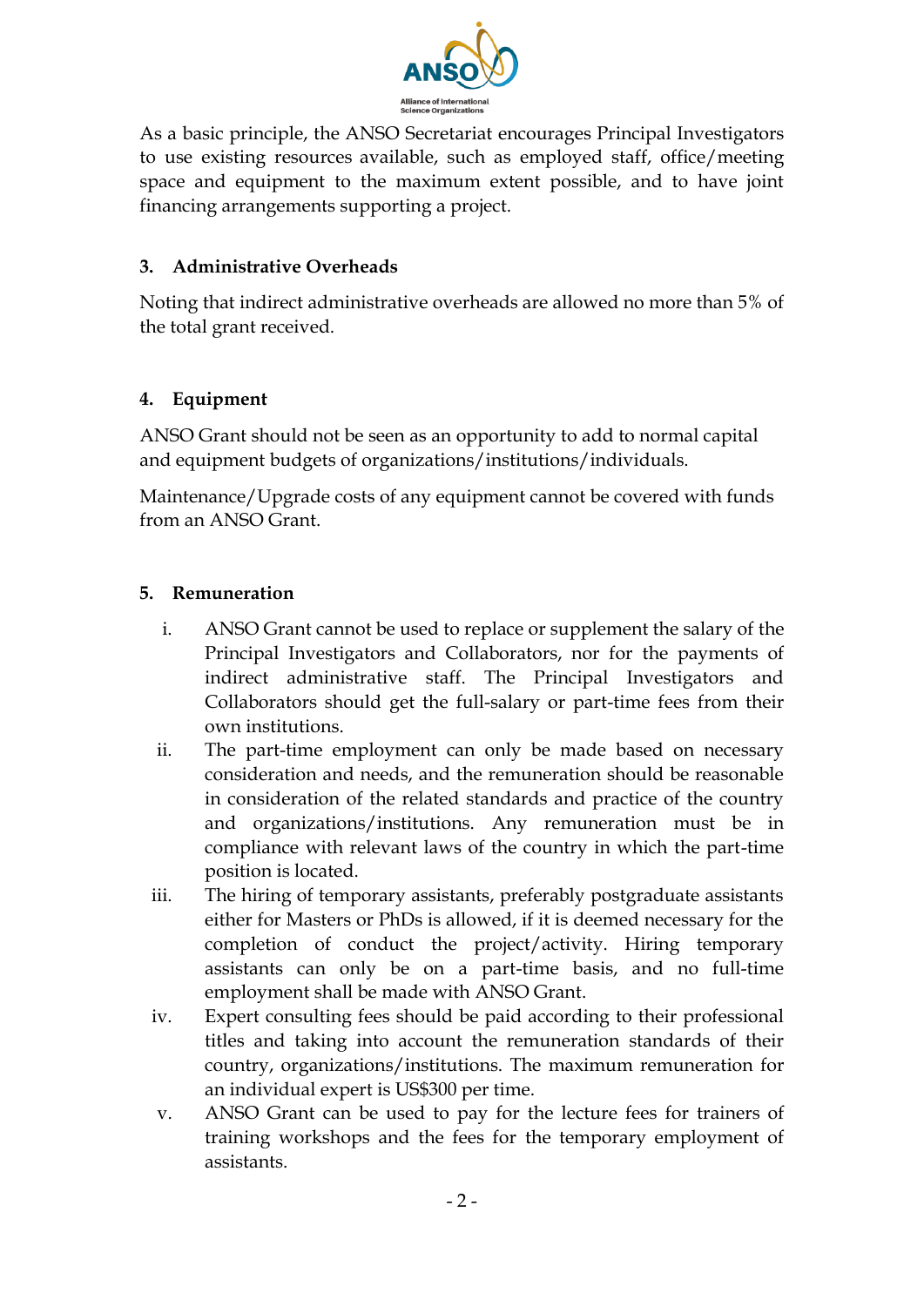As a basic principle, the ANSO Secretariat encourages Principal Investigators to use existing resources available, such as employed staff, office/meeting space and equipment to the maximum extent possible, and to have joint financing arrangements supporting a project.

### 3. Administrative Overheads

Noting that indirect administrative overheads are allowed no more than 5% of the total grant received.

### 4. Equipment

ANSO Grant should not be seen as an opportunity to add to normal capital and equipment budgets of organizations/institutions/individuals.

Maintenance/Upgrade costs of any equipment cannot be covered with funds from an ANSO Grant.

### 5. Remuneration

i. ANSO Grant cannot be used to replace or supplement the salary of the Principal Investigators and Collaborators, nor for the payments of indirect administrative staff. The Principal Investigators and Collaborators should get the full-salary or part-time fees from their own institutions.

ii. The part-time employment can only be made based on necessary consideration and needs, and the remuneration should be reasonable in consideration of the related standards and practice of the country and organizations/institutions. Any remuneration must be in compliance with relevant laws of the country in which the part-time position is located.

iii. The hiring of temporary assistants, preferably postgraduate assistants either for Masters or PhDs is allowed, if it is deemed necessary for the completion of conduct the project/activity. Hiring temporary assistants can only be on a part-time basis, and no full-time employment shall be made with ANSO Grant.

iv. Expert consulting fees should be paid according to their professional titles and taking into account the remuneration standards of their country, organizations/institutions. The maximum remuneration for an individual expert is US$300 per time.

v. ANSO Grant can be used to pay for the lecture fees for trainers of training workshops and the fees for the temporary employment of assistants.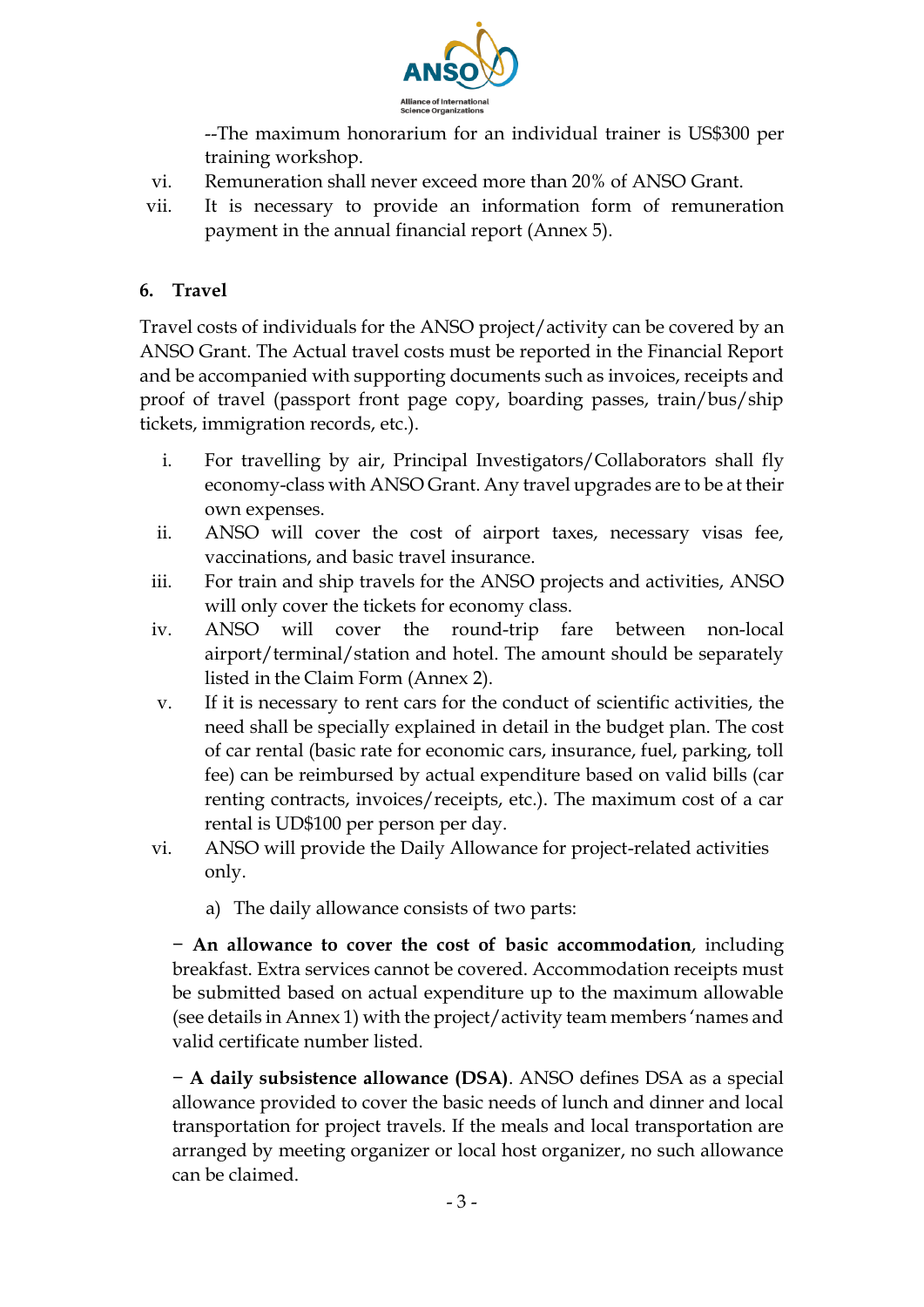--The maximum honorarium for an individual trainer is US$300 per training workshop.

vi. Remuneration shall never exceed more than 20% of ANSO Grant.

vii. It is necessary to provide an information form of remuneration payment in the annual financial report (Annex 5).

**6. Travel**

Travel costs of individuals for the ANSO project/activity can be covered by an ANSO Grant. The Actual travel costs must be reported in the Financial Report and be accompanied with supporting documents such as invoices, receipts and proof of travel (passport front page copy, boarding passes, train/bus/ship tickets, immigration records, etc.).

i. For travelling by air, Principal Investigators/Collaborators shall fly economy-class with ANSO Grant. Any travel upgrades are to be at their own expenses.

ii. ANSO will cover the cost of airport taxes, necessary visas fee, vaccinations, and basic travel insurance.

iii. For train and ship travels for the ANSO projects and activities, ANSO will only cover the tickets for economy class.

iv. ANSO will cover the round-trip fare between non-local airport/terminal/station and hotel. The amount should be separately listed in the Claim Form (Annex 2).

v. If it is necessary to rent cars for the conduct of scientific activities, the need shall be specially explained in detail in the budget plan. The cost of car rental (basic rate for economic cars, insurance, fuel, parking, toll fee) can be reimbursed by actual expenditure based on valid bills (car renting contracts, invoices/receipts, etc.). The maximum cost of a car rental is UD$100 per person per day.

vi. ANSO will provide the Daily Allowance for project-related activities only.

a) The daily allowance consists of two parts:

− **An allowance to cover the cost of basic accommodation**, including breakfast. Extra services cannot be covered. Accommodation receipts must be submitted based on actual expenditure up to the maximum allowable (see details in Annex 1) with the project/activity team members 'names and valid certificate number listed.

− **A daily subsistence allowance (DSA)**. ANSO defines DSA as a special allowance provided to cover the basic needs of lunch and dinner and local transportation for project travels. If the meals and local transportation are arranged by meeting organizer or local host organizer, no such allowance can be claimed.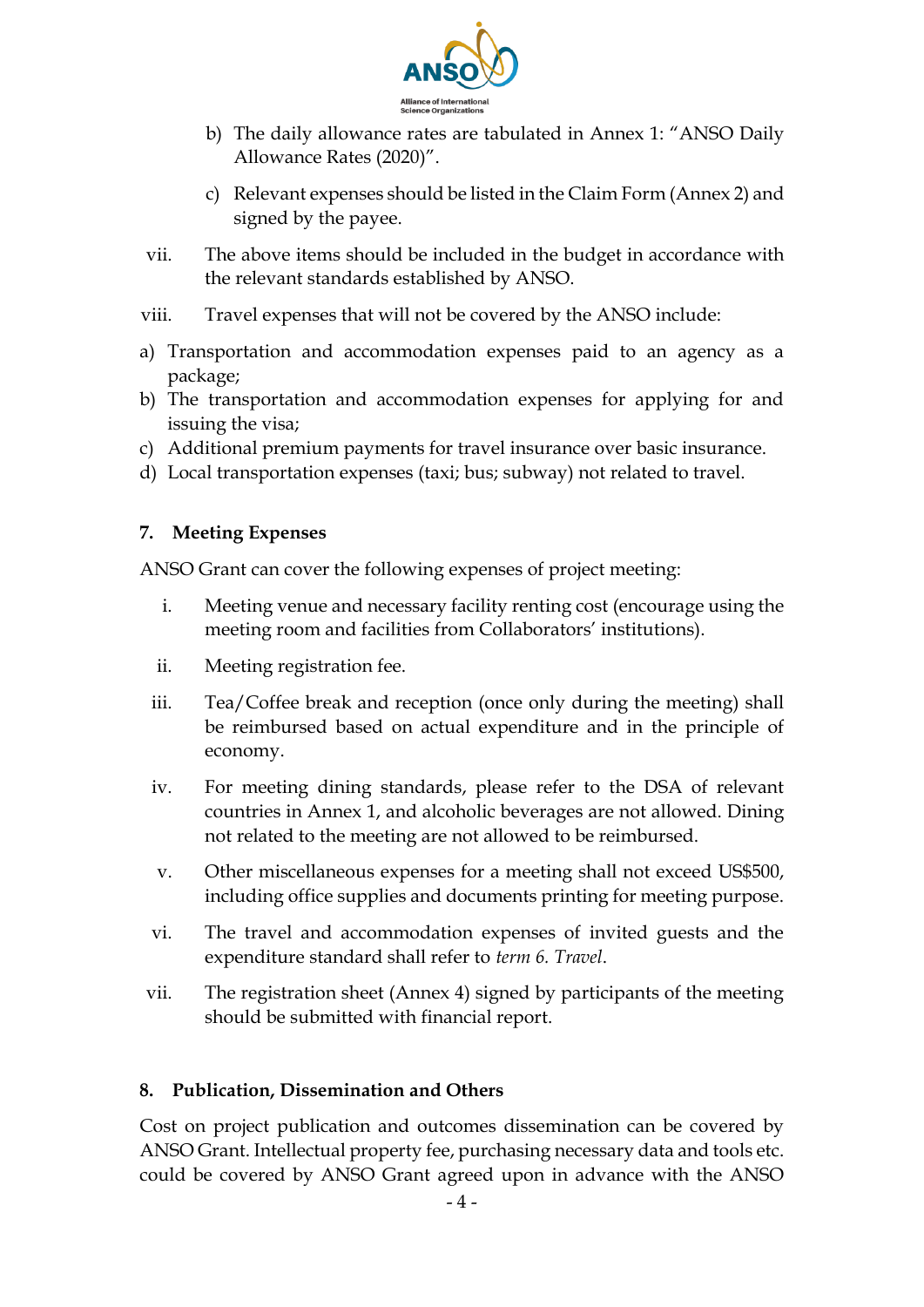b) The daily allowance rates are tabulated in Annex 1: "ANSO Daily Allowance Rates (2020)".

c) Relevant expenses should be listed in the Claim Form (Annex 2) and signed by the payee.

vii. The above items should be included in the budget in accordance with the relevant standards established by ANSO.

viii. Travel expenses that will not be covered by the ANSO include:

a) Transportation and accommodation expenses paid to an agency as a package;
b) The transportation and accommodation expenses for applying for and issuing the visa;
c) Additional premium payments for travel insurance over basic insurance.
d) Local transportation expenses (taxi; bus; subway) not related to travel.

**7. Meeting Expenses**

ANSO Grant can cover the following expenses of project meeting:

i. Meeting venue and necessary facility renting cost (encourage using the meeting room and facilities from Collaborators' institutions).

ii. Meeting registration fee.

iii. Tea/Coffee break and reception (once only during the meeting) shall be reimbursed based on actual expenditure and in the principle of economy.

iv. For meeting dining standards, please refer to the DSA of relevant countries in Annex 1, and alcoholic beverages are not allowed. Dining not related to the meeting are not allowed to be reimbursed.

v. Other miscellaneous expenses for a meeting shall not exceed US$500, including office supplies and documents printing for meeting purpose.

vi. The travel and accommodation expenses of invited guests and the expenditure standard shall refer to *term 6. Travel*.

vii. The registration sheet (Annex 4) signed by participants of the meeting should be submitted with financial report.

**8. Publication, Dissemination and Others**

Cost on project publication and outcomes dissemination can be covered by ANSO Grant. Intellectual property fee, purchasing necessary data and tools etc. could be covered by ANSO Grant agreed upon in advance with the ANSO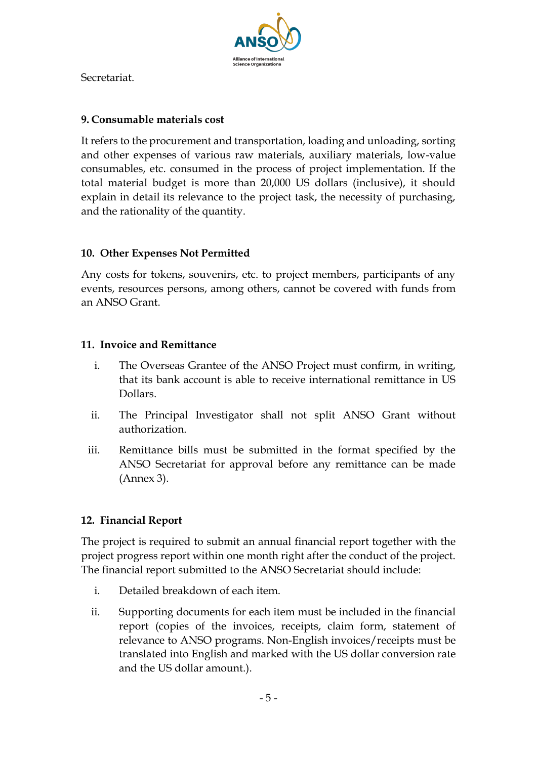Secretariat.

### 9. Consumable materials cost

It refers to the procurement and transportation, loading and unloading, sorting and other expenses of various raw materials, auxiliary materials, low-value consumables, etc. consumed in the process of project implementation. If the total material budget is more than 20,000 US dollars (inclusive), it should explain in detail its relevance to the project task, the necessity of purchasing, and the rationality of the quantity.

### 10. Other Expenses Not Permitted

Any costs for tokens, souvenirs, etc. to project members, participants of any events, resources persons, among others, cannot be covered with funds from an ANSO Grant.

### 11. Invoice and Remittance

i. The Overseas Grantee of the ANSO Project must confirm, in writing, that its bank account is able to receive international remittance in US Dollars.

ii. The Principal Investigator shall not split ANSO Grant without authorization.

iii. Remittance bills must be submitted in the format specified by the ANSO Secretariat for approval before any remittance can be made (Annex 3).

### 12. Financial Report

The project is required to submit an annual financial report together with the project progress report within one month right after the conduct of the project. The financial report submitted to the ANSO Secretariat should include:

i. Detailed breakdown of each item.

ii. Supporting documents for each item must be included in the financial report (copies of the invoices, receipts, claim form, statement of relevance to ANSO programs. Non-English invoices/receipts must be translated into English and marked with the US dollar conversion rate and the US dollar amount.).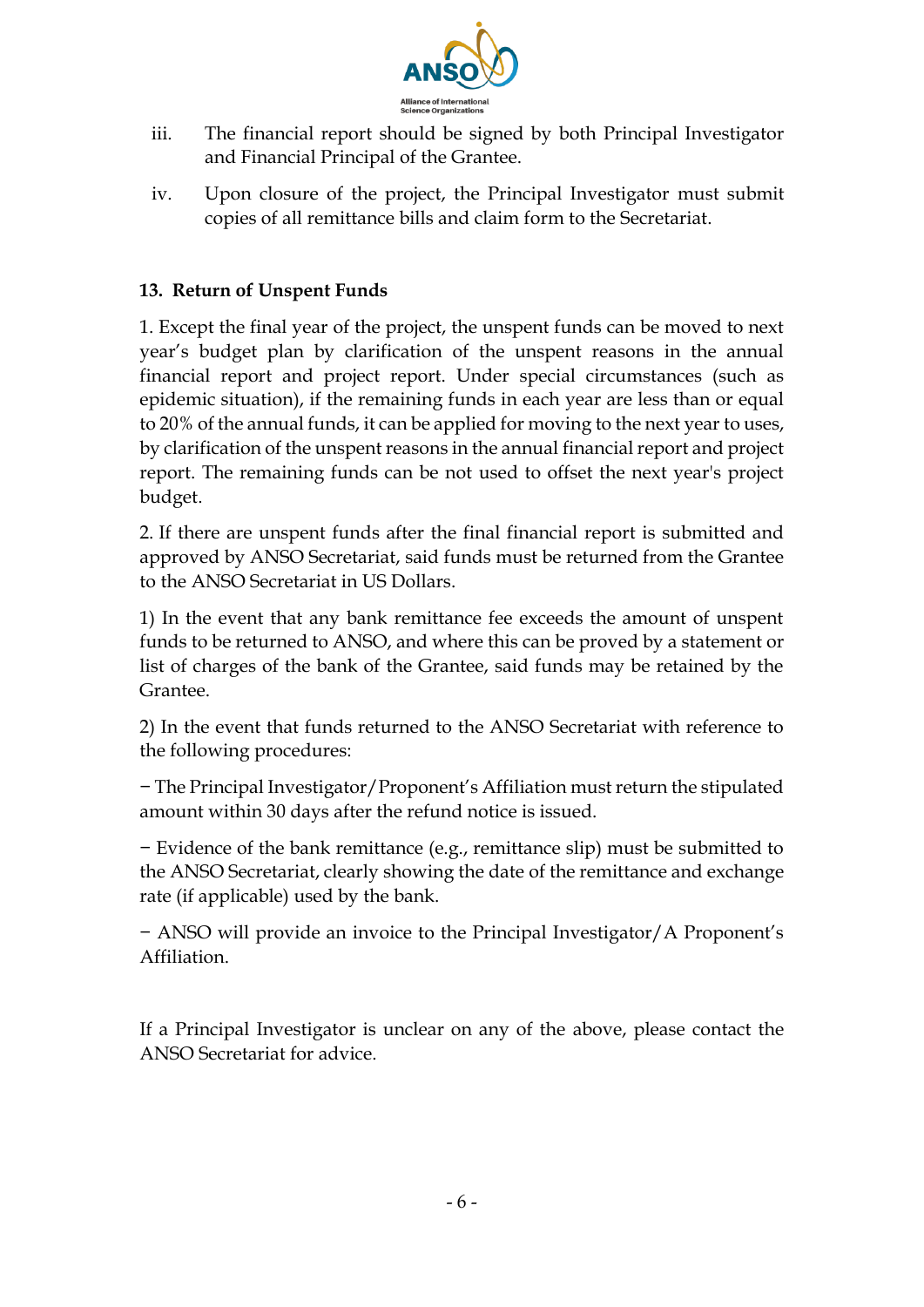iii. The financial report should be signed by both Principal Investigator and Financial Principal of the Grantee.

iv. Upon closure of the project, the Principal Investigator must submit copies of all remittance bills and claim form to the Secretariat.

## 13. Return of Unspent Funds

1. Except the final year of the project, the unspent funds can be moved to next year's budget plan by clarification of the unspent reasons in the annual financial report and project report. Under special circumstances (such as epidemic situation), if the remaining funds in each year are less than or equal to 20% of the annual funds, it can be applied for moving to the next year to uses, by clarification of the unspent reasons in the annual financial report and project report. The remaining funds can be not used to offset the next year's project budget.

2. If there are unspent funds after the final financial report is submitted and approved by ANSO Secretariat, said funds must be returned from the Grantee to the ANSO Secretariat in US Dollars.

1) In the event that any bank remittance fee exceeds the amount of unspent funds to be returned to ANSO, and where this can be proved by a statement or list of charges of the bank of the Grantee, said funds may be retained by the Grantee.

2) In the event that funds returned to the ANSO Secretariat with reference to the following procedures:

− The Principal Investigator/Proponent's Affiliation must return the stipulated amount within 30 days after the refund notice is issued.

− Evidence of the bank remittance (e.g., remittance slip) must be submitted to the ANSO Secretariat, clearly showing the date of the remittance and exchange rate (if applicable) used by the bank.

− ANSO will provide an invoice to the Principal Investigator/A Proponent's Affiliation.

If a Principal Investigator is unclear on any of the above, please contact the ANSO Secretariat for advice.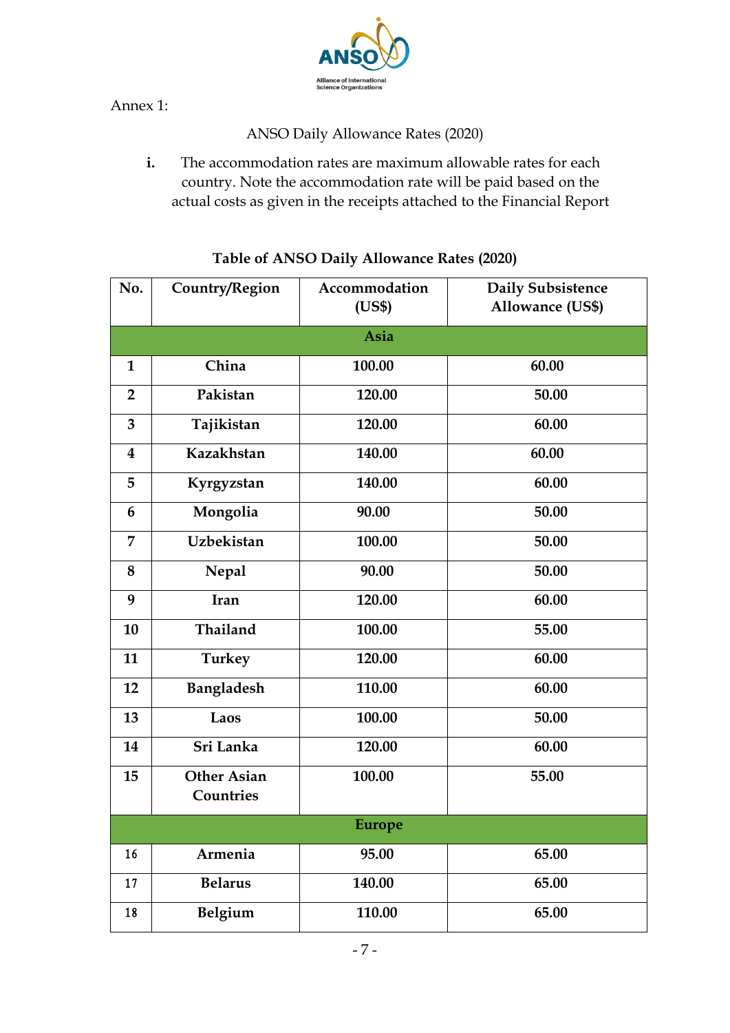Annex 1:

ANSO Daily Allowance Rates (2020)

i. The accommodation rates are maximum allowable rates for each country. Note the accommodation rate will be paid based on the actual costs as given in the receipts attached to the Financial Report

**Table of ANSO Daily Allowance Rates (2020)**

| No. | Country/Region | Accommodation (US$) | Daily Subsistence Allowance (US$) |
|---|---|---|---|
| | | **Asia** | |
| **1** | **China** | **100.00** | **60.00** |
| **2** | **Pakistan** | **120.00** | **50.00** |
| **3** | **Tajikistan** | **120.00** | **60.00** |
| **4** | **Kazakhstan** | **140.00** | **60.00** |
| **5** | **Kyrgyzstan** | **140.00** | **60.00** |
| **6** | **Mongolia** | **90.00** | **50.00** |
| **7** | **Uzbekistan** | **100.00** | **50.00** |
| **8** | **Nepal** | **90.00** | **50.00** |
| **9** | **Iran** | **120.00** | **60.00** |
| **10** | **Thailand** | **100.00** | **55.00** |
| **11** | **Turkey** | **120.00** | **60.00** |
| **12** | **Bangladesh** | **110.00** | **60.00** |
| **13** | **Laos** | **100.00** | **50.00** |
| **14** | **Sri Lanka** | **120.00** | **60.00** |
| **15** | **Other Asian Countries** | **100.00** | **55.00** |
| | | **Europe** | |
| 16 | **Armenia** | **95.00** | **65.00** |
| 17 | **Belarus** | **140.00** | **65.00** |
| 18 | **Belgium** | **110.00** | **65.00** |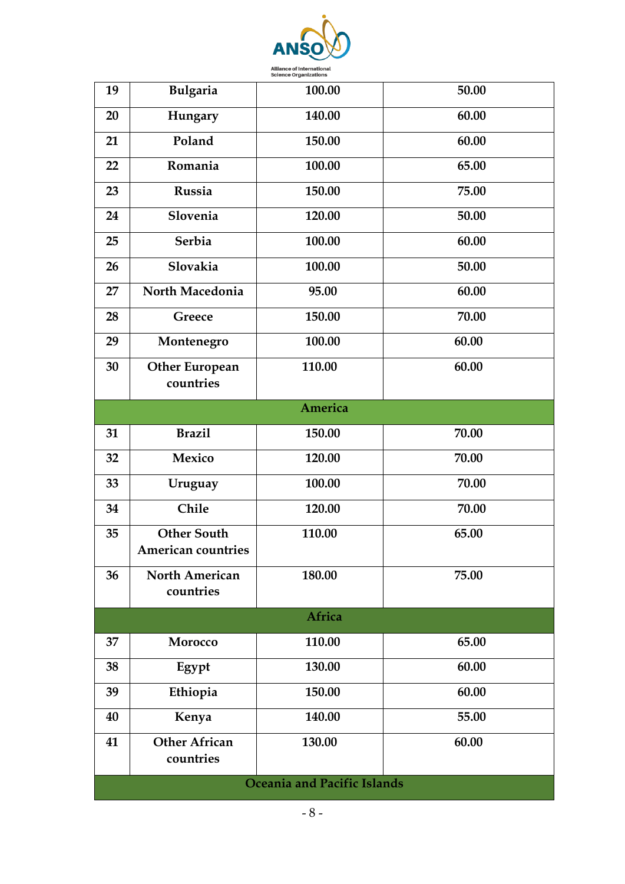| 19 | Bulgaria | 100.00 | 50.00 |
|---|---|---|---|
| 20 | Hungary | 140.00 | 60.00 |
| 21 | Poland | 150.00 | 60.00 |
| 22 | Romania | 100.00 | 65.00 |
| 23 | Russia | 150.00 | 75.00 |
| 24 | Slovenia | 120.00 | 50.00 |
| 25 | Serbia | 100.00 | 60.00 |
| 26 | Slovakia | 100.00 | 50.00 |
| 27 | North Macedonia | 95.00 | 60.00 |
| 28 | Greece | 150.00 | 70.00 |
| 29 | Montenegro | 100.00 | 60.00 |
| 30 | Other European countries | 110.00 | 60.00 |
| | **America** | | |
| 31 | Brazil | 150.00 | 70.00 |
| 32 | Mexico | 120.00 | 70.00 |
| 33 | Uruguay | 100.00 | 70.00 |
| 34 | Chile | 120.00 | 70.00 |
| 35 | Other South American countries | 110.00 | 65.00 |
| 36 | North American countries | 180.00 | 75.00 |
| | **Africa** | | |
| 37 | Morocco | 110.00 | 65.00 |
| 38 | Egypt | 130.00 | 60.00 |
| 39 | Ethiopia | 150.00 | 60.00 |
| 40 | Kenya | 140.00 | 55.00 |
| 41 | Other African countries | 130.00 | 60.00 |
| | **Oceania and Pacific Islands** | | |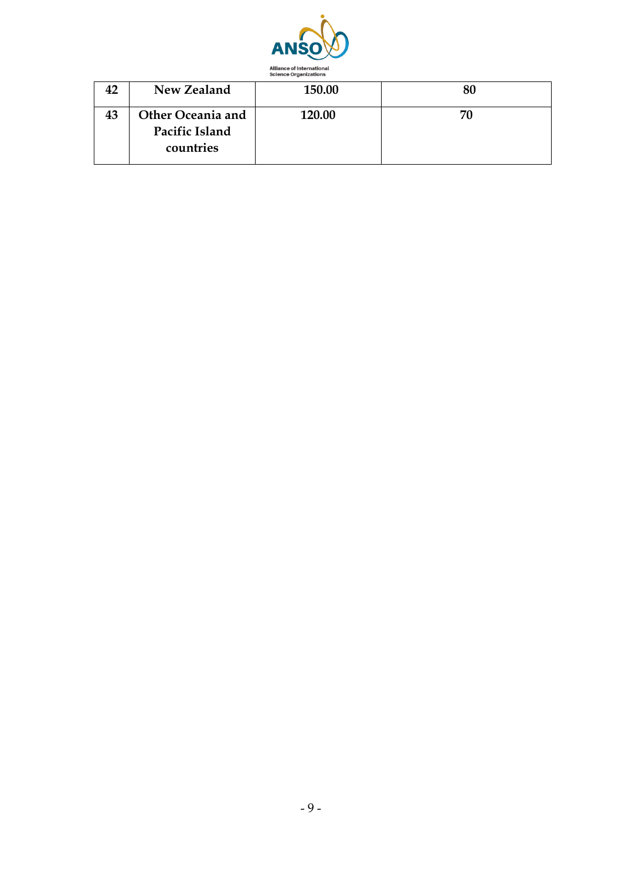| 42 | New Zealand | 150.00 | 80 |
|---|---|---|---|
| 43 | Other Oceania and Pacific Island countries | 120.00 | 70 |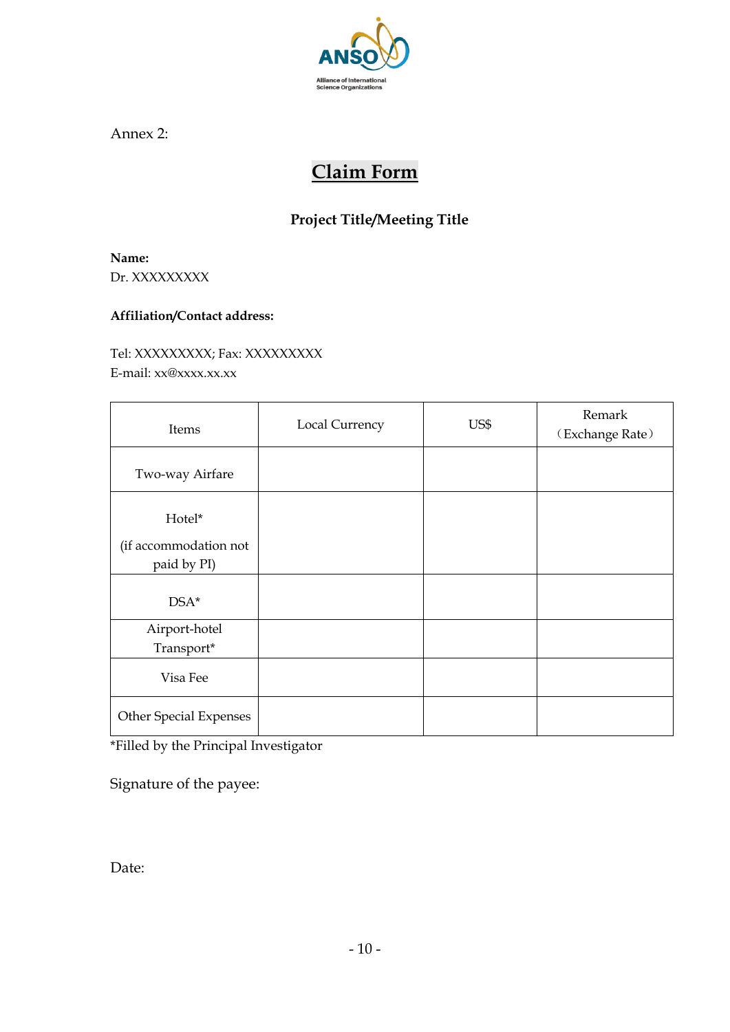Annex 2:

# Claim Form

**Project Title/Meeting Title**

**Name:**
Dr. XXXXXXXXX

**Affiliation/Contact address:**

Tel: XXXXXXXXX; Fax: XXXXXXXXX
E-mail: xx@xxxx.xx.xx

| Items | Local Currency | US$ | Remark （Exchange Rate） |
|---|---|---|---|
| Two-way Airfare | | | |
| Hotel* (if accommodation not paid by PI) | | | |
| DSA* | | | |
| Airport-hotel Transport* | | | |
| Visa Fee | | | |
| Other Special Expenses | | | |

*Filled by the Principal Investigator

Signature of the payee:

Date: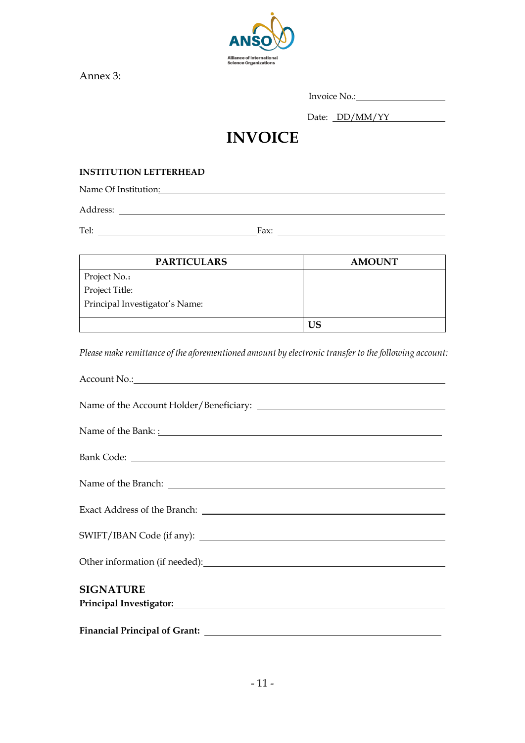ANSO

Alliance of International Science Organizations

Annex 3:

Invoice No.:\_\_\_\_\_\_\_\_\_\_\_\_\_\_\_\_\_\_

Date: DD/MM/YY

# INVOICE

**INSTITUTION LETTERHEAD**

Name Of Institution:\_\_\_\_\_\_\_\_\_\_\_\_\_\_\_\_\_\_\_\_\_\_\_\_\_\_\_\_\_\_\_\_\_\_\_\_\_\_\_\_\_\_\_\_\_\_\_\_

Address: \_\_\_\_\_\_\_\_\_\_\_\_\_\_\_\_\_\_\_\_\_\_\_\_\_\_\_\_\_\_\_\_\_\_\_\_\_\_\_\_\_\_\_\_\_\_\_\_\_\_\_\_\_\_

Tel: \_\_\_\_\_\_\_\_\_\_\_\_\_\_\_\_\_\_\_\_\_\_\_\_\_\_ Fax: \_\_\_\_\_\_\_\_\_\_\_\_\_\_\_\_\_\_\_\_\_\_\_\_\_\_\_

| PARTICULARS | AMOUNT |
|---|---|
| Project No.:<br>Project Title:<br>Principal Investigator's Name: | |
| | US |

*Please make remittance of the aforementioned amount by electronic transfer to the following account:*

Account No.:\_\_\_\_\_\_\_\_\_\_\_\_\_\_\_\_\_\_\_\_\_\_\_\_\_\_\_\_\_\_\_\_\_\_\_\_\_\_\_\_\_\_\_\_\_\_\_\_\_\_\_\_\_

Name of the Account Holder/Beneficiary: \_\_\_\_\_\_\_\_\_\_\_\_\_\_\_\_\_\_\_\_\_\_\_\_\_\_\_\_\_\_\_\_

Name of the Bank: :\_\_\_\_\_\_\_\_\_\_\_\_\_\_\_\_\_\_\_\_\_\_\_\_\_\_\_\_\_\_\_\_\_\_\_\_\_\_\_\_\_\_\_\_\_\_\_

Bank Code: \_\_\_\_\_\_\_\_\_\_\_\_\_\_\_\_\_\_\_\_\_\_\_\_\_\_\_\_\_\_\_\_\_\_\_\_\_\_\_\_\_\_\_\_\_\_\_\_\_\_\_\_\_\_\_

Name of the Branch: \_\_\_\_\_\_\_\_\_\_\_\_\_\_\_\_\_\_\_\_\_\_\_\_\_\_\_\_\_\_\_\_\_\_\_\_\_\_\_\_\_\_\_\_\_\_\_

Exact Address of the Branch: \_\_\_\_\_\_\_\_\_\_\_\_\_\_\_\_\_\_\_\_\_\_\_\_\_\_\_\_\_\_\_\_\_\_\_\_\_\_\_\_

SWIFT/IBAN Code (if any): \_\_\_\_\_\_\_\_\_\_\_\_\_\_\_\_\_\_\_\_\_\_\_\_\_\_\_\_\_\_\_\_\_\_\_\_\_\_\_\_\_

Other information (if needed):\_\_\_\_\_\_\_\_\_\_\_\_\_\_\_\_\_\_\_\_\_\_\_\_\_\_\_\_\_\_\_\_\_\_\_\_\_\_\_\_

## SIGNATURE

**Principal Investigator:**\_\_\_\_\_\_\_\_\_\_\_\_\_\_\_\_\_\_\_\_\_\_\_\_\_\_\_\_\_\_\_\_\_\_\_\_\_\_\_\_\_\_\_\_

**Financial Principal of Grant:** \_\_\_\_\_\_\_\_\_\_\_\_\_\_\_\_\_\_\_\_\_\_\_\_\_\_\_\_\_\_\_\_\_\_\_\_\_\_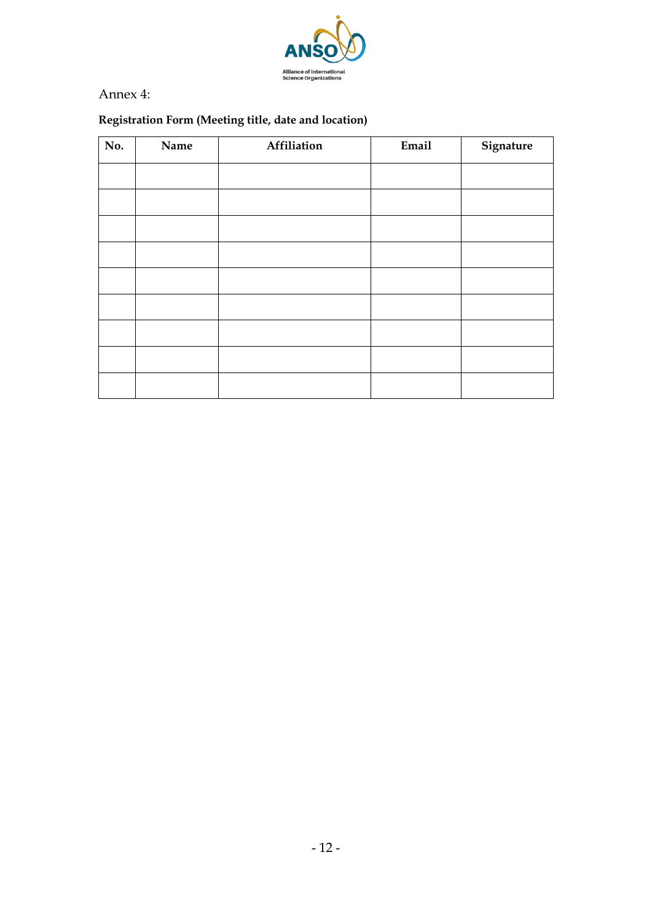Annex 4:

**Registration Form (Meeting title, date and location)**

| No. | Name | Affiliation | Email | Signature |
|---|---|---|---|---|
| | | | | |
| | | | | |
| | | | | |
| | | | | |
| | | | | |
| | | | | |
| | | | | |
| | | | | |
| | | | | |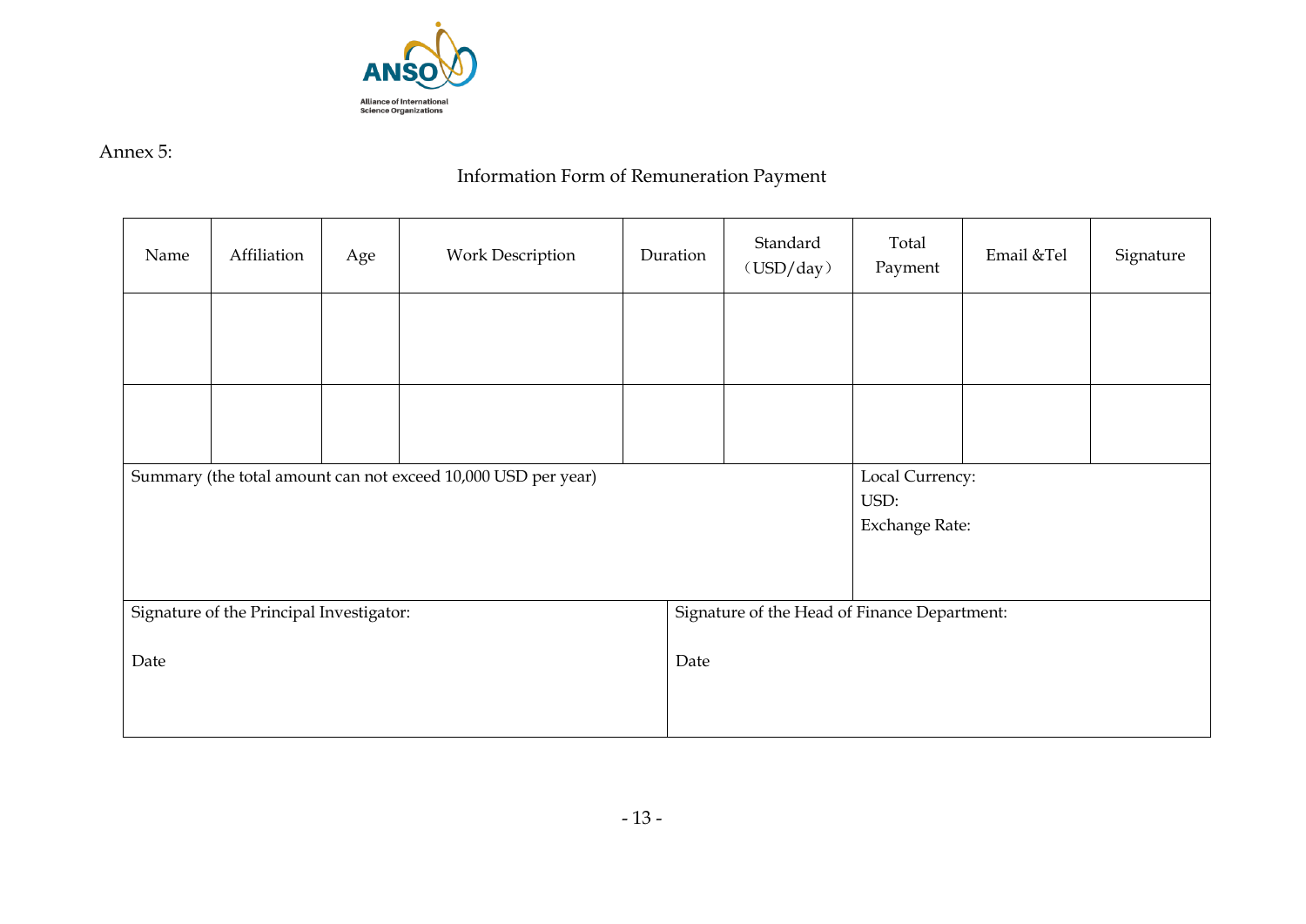Annex 5:

## Information Form of Remuneration Payment

| Name | Affiliation | Age | Work Description | Duration | Standard （USD/day） | Total Payment | Email &Tel | Signature |
|---|---|---|---|---|---|---|---|---|
| | | | | | | | | |
| | | | | | | | | |
| Summary (the total amount can not exceed 10,000 USD per year) | | | | | | Local Currency:<br>USD:<br>Exchange Rate: | | |
| Signature of the Principal Investigator:<br><br>Date | | | | Signature of the Head of Finance Department:<br><br>Date | | | | |